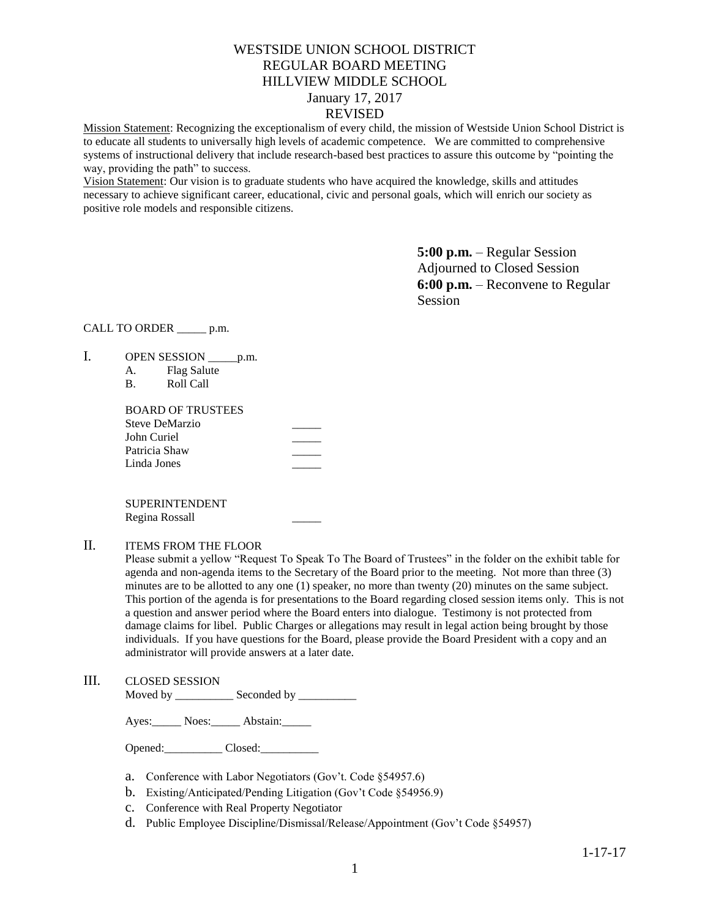# WESTSIDE UNION SCHOOL DISTRICT
## REGULAR BOARD MEETING
## HILLVIEW MIDDLE SCHOOL
## January 17, 2017
## REVISED

Mission Statement: Recognizing the exceptionalism of every child, the mission of Westside Union School District is to educate all students to universally high levels of academic competence. We are committed to comprehensive systems of instructional delivery that include research-based best practices to assure this outcome by "pointing the way, providing the path" to success.

Vision Statement: Our vision is to graduate students who have acquired the knowledge, skills and attitudes necessary to achieve significant career, educational, civic and personal goals, which will enrich our society as positive role models and responsible citizens.

**5:00 p.m.** – Regular Session Adjourned to Closed Session
**6:00 p.m.** – Reconvene to Regular Session

CALL TO ORDER _____ p.m.

I. OPEN SESSION _____p.m.
   A. Flag Salute
   B. Roll Call

   BOARD OF TRUSTEES
   Steve DeMarzio _____
   John Curiel _____
   Patricia Shaw _____
   Linda Jones _____

   SUPERINTENDENT
   Regina Rossall _____

II. ITEMS FROM THE FLOOR

Please submit a yellow "Request To Speak To The Board of Trustees" in the folder on the exhibit table for agenda and non-agenda items to the Secretary of the Board prior to the meeting. Not more than three (3) minutes are to be allotted to any one (1) speaker, no more than twenty (20) minutes on the same subject. This portion of the agenda is for presentations to the Board regarding closed session items only. This is not a question and answer period where the Board enters into dialogue. Testimony is not protected from damage claims for libel. Public Charges or allegations may result in legal action being brought by those individuals. If you have questions for the Board, please provide the Board President with a copy and an administrator will provide answers at a later date.

III. CLOSED SESSION

Moved by __________ Seconded by __________

Ayes:_____ Noes:_____ Abstain:_____

Opened:__________ Closed:__________

a. Conference with Labor Negotiators (Gov't. Code §54957.6)
b. Existing/Anticipated/Pending Litigation (Gov't Code §54956.9)
c. Conference with Real Property Negotiator
d. Public Employee Discipline/Dismissal/Release/Appointment (Gov't Code §54957)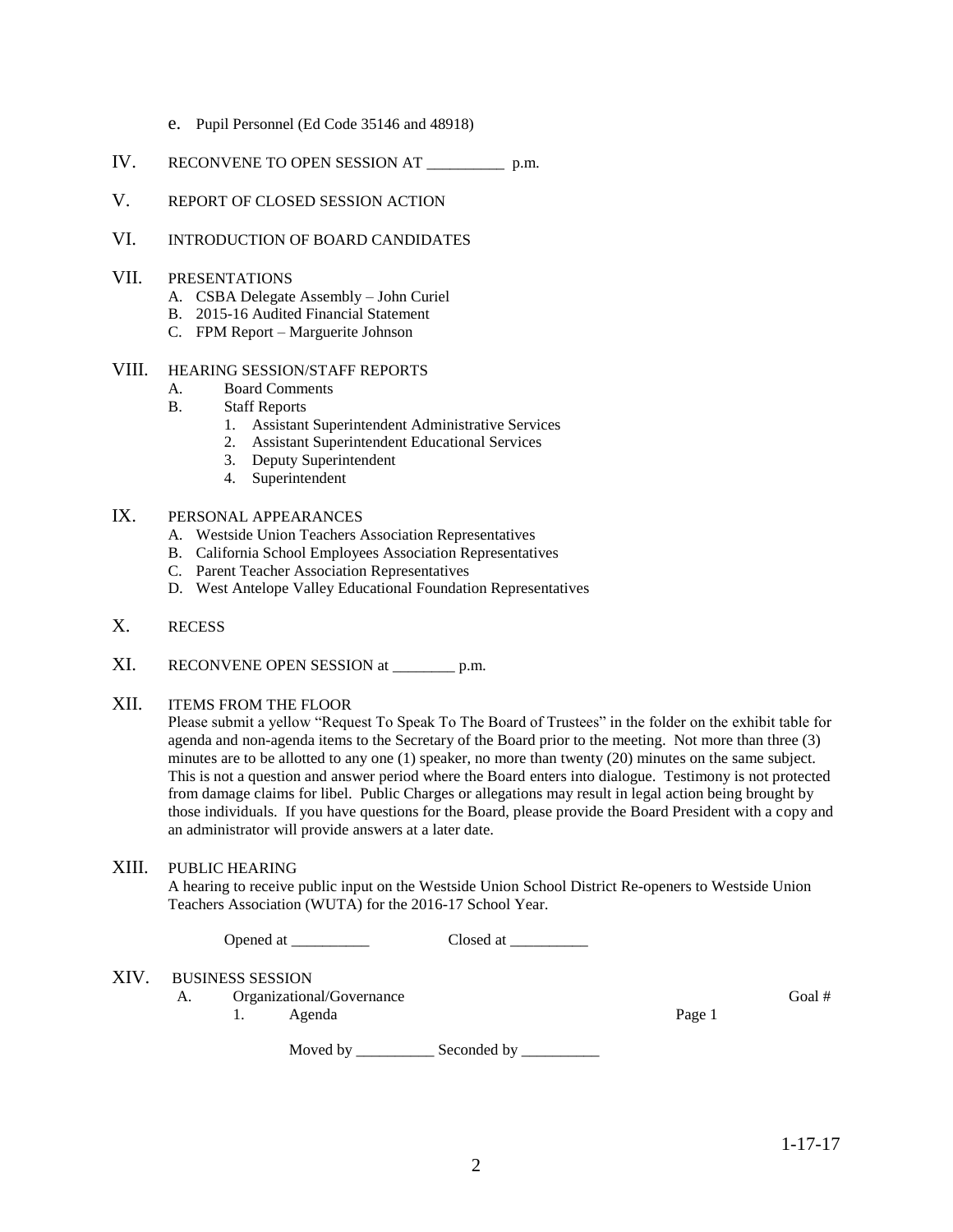e. Pupil Personnel (Ed Code 35146 and 48918)

IV. RECONVENE TO OPEN SESSION AT __________ p.m.

V. REPORT OF CLOSED SESSION ACTION

VI. INTRODUCTION OF BOARD CANDIDATES

VII. PRESENTATIONS

A. CSBA Delegate Assembly – John Curiel
B. 2015-16 Audited Financial Statement
C. FPM Report – Marguerite Johnson

VIII. HEARING SESSION/STAFF REPORTS

A. Board Comments
B. Staff Reports
   1. Assistant Superintendent Administrative Services
   2. Assistant Superintendent Educational Services
   3. Deputy Superintendent
   4. Superintendent

IX. PERSONAL APPEARANCES

A. Westside Union Teachers Association Representatives
B. California School Employees Association Representatives
C. Parent Teacher Association Representatives
D. West Antelope Valley Educational Foundation Representatives

X. RECESS

XI. RECONVENE OPEN SESSION at ________ p.m.

XII. ITEMS FROM THE FLOOR

Please submit a yellow "Request To Speak To The Board of Trustees" in the folder on the exhibit table for agenda and non-agenda items to the Secretary of the Board prior to the meeting. Not more than three (3) minutes are to be allotted to any one (1) speaker, no more than twenty (20) minutes on the same subject. This is not a question and answer period where the Board enters into dialogue. Testimony is not protected from damage claims for libel. Public Charges or allegations may result in legal action being brought by those individuals. If you have questions for the Board, please provide the Board President with a copy and an administrator will provide answers at a later date.

XIII. PUBLIC HEARING

A hearing to receive public input on the Westside Union School District Re-openers to Westside Union Teachers Association (WUTA) for the 2016-17 School Year.

Opened at __________ Closed at __________

XIV. BUSINESS SESSION

A. Organizational/Governance — Goal #
   1. Agenda — Page 1

Moved by __________ Seconded by __________

1-17-17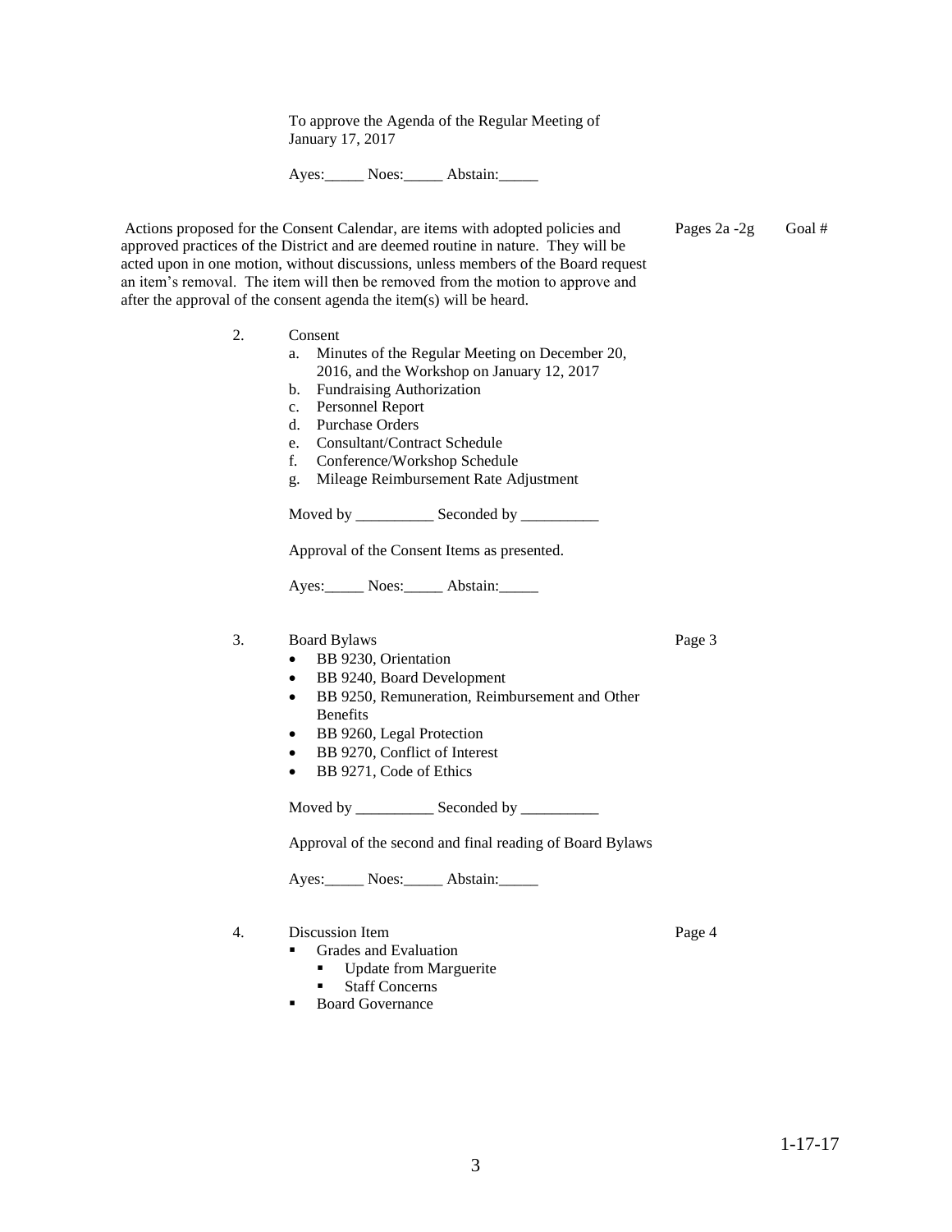To approve the Agenda of the Regular Meeting of January 17, 2017

Ayes:_____ Noes:_____ Abstain:_____

Actions proposed for the Consent Calendar, are items with adopted policies and approved practices of the District and are deemed routine in nature. They will be acted upon in one motion, without discussions, unless members of the Board request an item's removal. The item will then be removed from the motion to approve and after the approval of the consent agenda the item(s) will be heard. — Pages 2a -2g — Goal #

2. Consent
   a. Minutes of the Regular Meeting on December 20, 2016, and the Workshop on January 12, 2017
   b. Fundraising Authorization
   c. Personnel Report
   d. Purchase Orders
   e. Consultant/Contract Schedule
   f. Conference/Workshop Schedule
   g. Mileage Reimbursement Rate Adjustment

   Moved by __________ Seconded by __________

   Approval of the Consent Items as presented.

   Ayes:_____ Noes:_____ Abstain:_____

3. Board Bylaws — Page 3
   - BB 9230, Orientation
   - BB 9240, Board Development
   - BB 9250, Remuneration, Reimbursement and Other Benefits
   - BB 9260, Legal Protection
   - BB 9270, Conflict of Interest
   - BB 9271, Code of Ethics

   Moved by __________ Seconded by __________

   Approval of the second and final reading of Board Bylaws

   Ayes:_____ Noes:_____ Abstain:_____

4. Discussion Item — Page 4
   - Grades and Evaluation
     - Update from Marguerite
     - Staff Concerns
   - Board Governance

1-17-17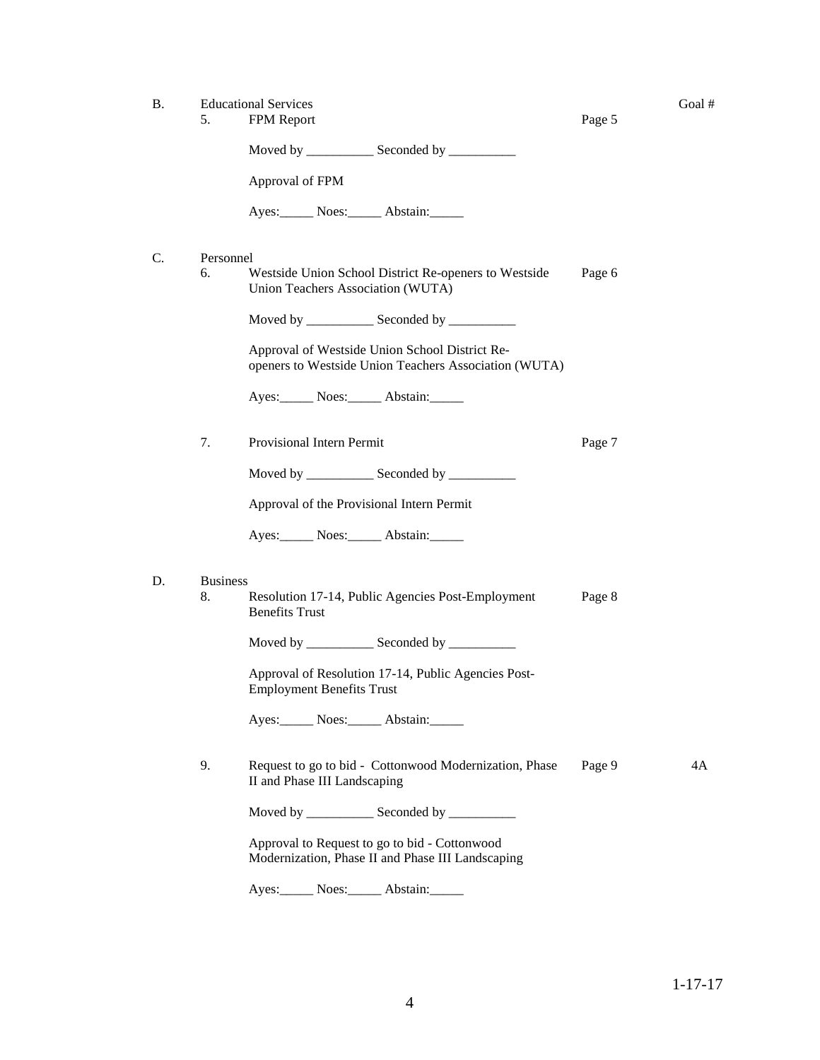B. Educational Services — Goal #

5. FPM Report — Page 5

Moved by __________ Seconded by __________

Approval of FPM

Ayes:_____ Noes:_____ Abstain:_____

C. Personnel

6. Westside Union School District Re-openers to Westside Union Teachers Association (WUTA) — Page 6

Moved by __________ Seconded by __________

Approval of Westside Union School District Re-openers to Westside Union Teachers Association (WUTA)

Ayes:_____ Noes:_____ Abstain:_____

7. Provisional Intern Permit — Page 7

Moved by __________ Seconded by __________

Approval of the Provisional Intern Permit

Ayes:_____ Noes:_____ Abstain:_____

D. Business

8. Resolution 17-14, Public Agencies Post-Employment Benefits Trust — Page 8

Moved by __________ Seconded by __________

Approval of Resolution 17-14, Public Agencies Post-Employment Benefits Trust

Ayes:_____ Noes:_____ Abstain:_____

9. Request to go to bid - Cottonwood Modernization, Phase II and Phase III Landscaping — Page 9 — 4A

Moved by __________ Seconded by __________

Approval to Request to go to bid - Cottonwood Modernization, Phase II and Phase III Landscaping

Ayes:_____ Noes:_____ Abstain:_____

1-17-17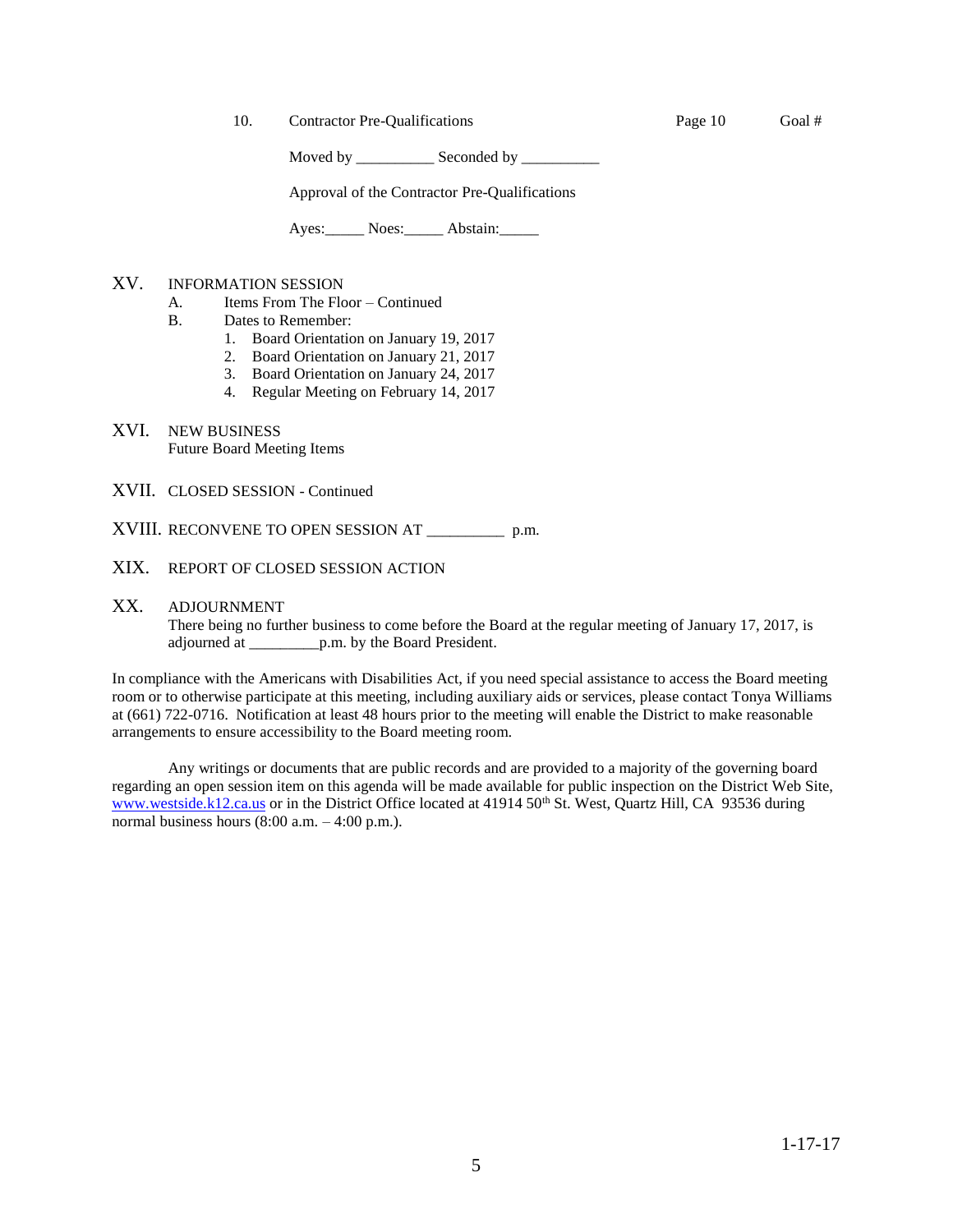10. Contractor Pre-Qualifications Page 10 Goal #

Moved by __________ Seconded by __________

Approval of the Contractor Pre-Qualifications

Ayes:_____ Noes:_____ Abstain:_____

XV. INFORMATION SESSION

A. Items From The Floor – Continued

B. Dates to Remember:

1. Board Orientation on January 19, 2017
2. Board Orientation on January 21, 2017
3. Board Orientation on January 24, 2017
4. Regular Meeting on February 14, 2017

XVI. NEW BUSINESS

Future Board Meeting Items

XVII. CLOSED SESSION - Continued

XVIII. RECONVENE TO OPEN SESSION AT __________ p.m.

XIX. REPORT OF CLOSED SESSION ACTION

XX. ADJOURNMENT

There being no further business to come before the Board at the regular meeting of January 17, 2017, is adjourned at _________p.m. by the Board President.

In compliance with the Americans with Disabilities Act, if you need special assistance to access the Board meeting room or to otherwise participate at this meeting, including auxiliary aids or services, please contact Tonya Williams at (661) 722-0716. Notification at least 48 hours prior to the meeting will enable the District to make reasonable arrangements to ensure accessibility to the Board meeting room.

Any writings or documents that are public records and are provided to a majority of the governing board regarding an open session item on this agenda will be made available for public inspection on the District Web Site, www.westside.k12.ca.us or in the District Office located at 41914 50th St. West, Quartz Hill, CA 93536 during normal business hours (8:00 a.m. – 4:00 p.m.).

1-17-17